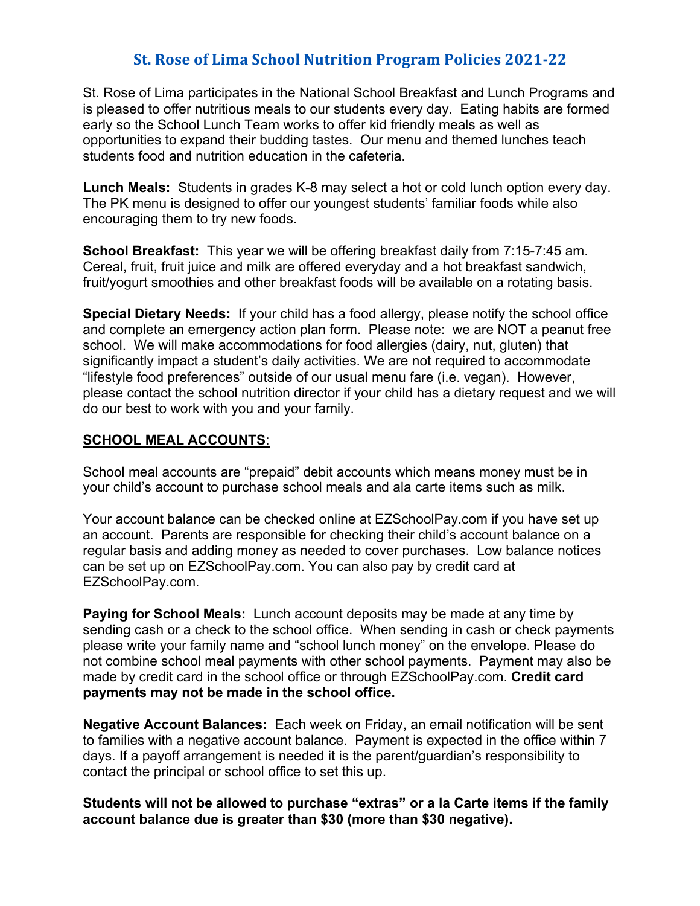# St. Rose of Lima School Nutrition Program Policies 2021-22

St. Rose of Lima participates in the National School Breakfast and Lunch Programs and is pleased to offer nutritious meals to our students every day. Eating habits are formed early so the School Lunch Team works to offer kid friendly meals as well as opportunities to expand their budding tastes. Our menu and themed lunches teach students food and nutrition education in the cafeteria.

**Lunch Meals:** Students in grades K-8 may select a hot or cold lunch option every day. The PK menu is designed to offer our youngest students' familiar foods while also encouraging them to try new foods.

**School Breakfast:** This year we will be offering breakfast daily from 7:15-7:45 am. Cereal, fruit, fruit juice and milk are offered everyday and a hot breakfast sandwich, fruit/yogurt smoothies and other breakfast foods will be available on a rotating basis.

**Special Dietary Needs:** If your child has a food allergy, please notify the school office and complete an emergency action plan form. Please note: we are NOT a peanut free school. We will make accommodations for food allergies (dairy, nut, gluten) that significantly impact a student's daily activities. We are not required to accommodate "lifestyle food preferences" outside of our usual menu fare (i.e. vegan). However, please contact the school nutrition director if your child has a dietary request and we will do our best to work with you and your family.

## SCHOOL MEAL ACCOUNTS:

School meal accounts are "prepaid" debit accounts which means money must be in your child's account to purchase school meals and ala carte items such as milk.

Your account balance can be checked online at EZSchoolPay.com if you have set up an account. Parents are responsible for checking their child's account balance on a regular basis and adding money as needed to cover purchases. Low balance notices can be set up on EZSchoolPay.com. You can also pay by credit card at EZSchoolPay.com.

**Paying for School Meals:** Lunch account deposits may be made at any time by sending cash or a check to the school office. When sending in cash or check payments please write your family name and "school lunch money" on the envelope. Please do not combine school meal payments with other school payments. Payment may also be made by credit card in the school office or through EZSchoolPay.com. **Credit card payments may not be made in the school office.**

**Negative Account Balances:** Each week on Friday, an email notification will be sent to families with a negative account balance. Payment is expected in the office within 7 days. If a payoff arrangement is needed it is the parent/guardian's responsibility to contact the principal or school office to set this up.

**Students will not be allowed to purchase "extras" or a la Carte items if the family account balance due is greater than $30 (more than $30 negative).**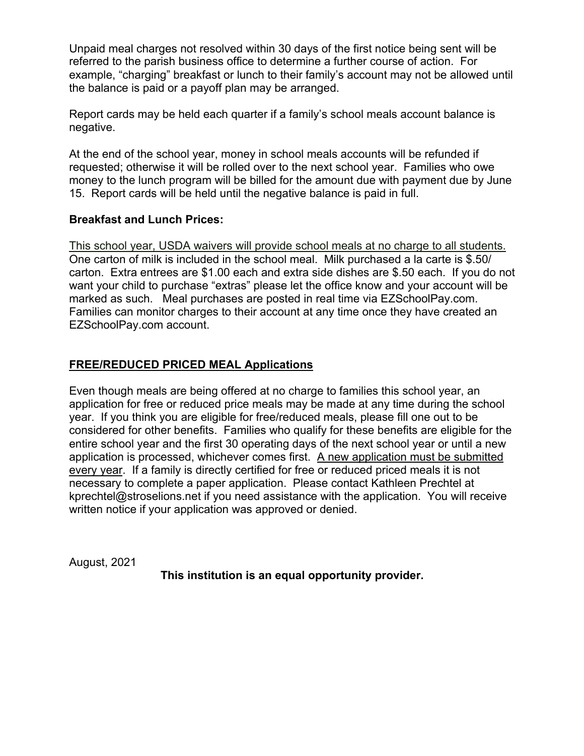Unpaid meal charges not resolved within 30 days of the first notice being sent will be referred to the parish business office to determine a further course of action. For example, "charging" breakfast or lunch to their family's account may not be allowed until the balance is paid or a payoff plan may be arranged.

Report cards may be held each quarter if a family's school meals account balance is negative.

At the end of the school year, money in school meals accounts will be refunded if requested; otherwise it will be rolled over to the next school year. Families who owe money to the lunch program will be billed for the amount due with payment due by June 15. Report cards will be held until the negative balance is paid in full.

**Breakfast and Lunch Prices:**

<u>This school year, USDA waivers will provide school meals at no charge to all students.</u> One carton of milk is included in the school meal. Milk purchased a la carte is $.50/ carton. Extra entrees are $1.00 each and extra side dishes are $.50 each. If you do not want your child to purchase "extras" please let the office know and your account will be marked as such. Meal purchases are posted in real time via EZSchoolPay.com. Families can monitor charges to their account at any time once they have created an EZSchoolPay.com account.

## <u>FREE/REDUCED PRICED MEAL Applications</u>

Even though meals are being offered at no charge to families this school year, an application for free or reduced price meals may be made at any time during the school year. If you think you are eligible for free/reduced meals, please fill one out to be considered for other benefits. Families who qualify for these benefits are eligible for the entire school year and the first 30 operating days of the next school year or until a new application is processed, whichever comes first. <u>A new application must be submitted every year</u>. If a family is directly certified for free or reduced priced meals it is not necessary to complete a paper application. Please contact Kathleen Prechtel at kprechtel@stroselions.net if you need assistance with the application. You will receive written notice if your application was approved or denied.

August, 2021

**This institution is an equal opportunity provider.**